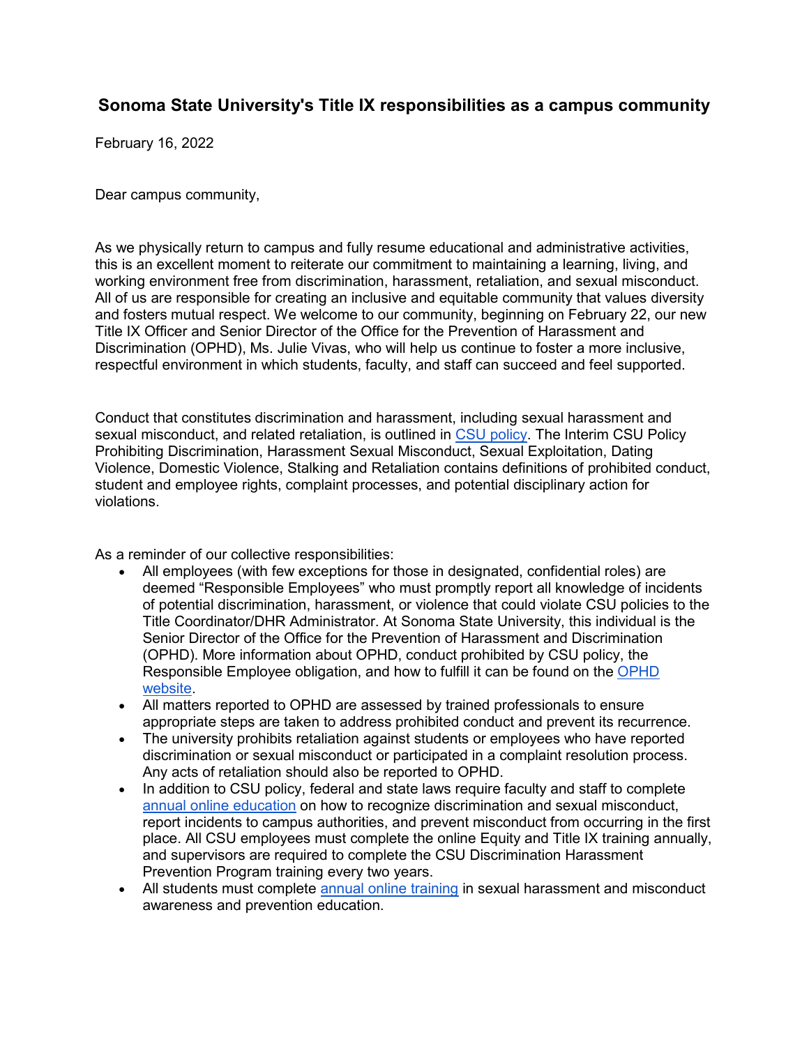# Sonoma State University's Title IX responsibilities as a campus community

February 16, 2022

Dear campus community,

As we physically return to campus and fully resume educational and administrative activities, this is an excellent moment to reiterate our commitment to maintaining a learning, living, and working environment free from discrimination, harassment, retaliation, and sexual misconduct. All of us are responsible for creating an inclusive and equitable community that values diversity and fosters mutual respect. We welcome to our community, beginning on February 22, our new Title IX Officer and Senior Director of the Office for the Prevention of Harassment and Discrimination (OPHD), Ms. Julie Vivas, who will help us continue to foster a more inclusive, respectful environment in which students, faculty, and staff can succeed and feel supported.

Conduct that constitutes discrimination and harassment, including sexual harassment and sexual misconduct, and related retaliation, is outlined in CSU policy. The Interim CSU Policy Prohibiting Discrimination, Harassment Sexual Misconduct, Sexual Exploitation, Dating Violence, Domestic Violence, Stalking and Retaliation contains definitions of prohibited conduct, student and employee rights, complaint processes, and potential disciplinary action for violations.

As a reminder of our collective responsibilities:

- All employees (with few exceptions for those in designated, confidential roles) are deemed "Responsible Employees" who must promptly report all knowledge of incidents of potential discrimination, harassment, or violence that could violate CSU policies to the Title Coordinator/DHR Administrator. At Sonoma State University, this individual is the Senior Director of the Office for the Prevention of Harassment and Discrimination (OPHD). More information about OPHD, conduct prohibited by CSU policy, the Responsible Employee obligation, and how to fulfill it can be found on the OPHD website.
- All matters reported to OPHD are assessed by trained professionals to ensure appropriate steps are taken to address prohibited conduct and prevent its recurrence.
- The university prohibits retaliation against students or employees who have reported discrimination or sexual misconduct or participated in a complaint resolution process. Any acts of retaliation should also be reported to OPHD.
- In addition to CSU policy, federal and state laws require faculty and staff to complete annual online education on how to recognize discrimination and sexual misconduct, report incidents to campus authorities, and prevent misconduct from occurring in the first place. All CSU employees must complete the online Equity and Title IX training annually, and supervisors are required to complete the CSU Discrimination Harassment Prevention Program training every two years.
- All students must complete annual online training in sexual harassment and misconduct awareness and prevention education.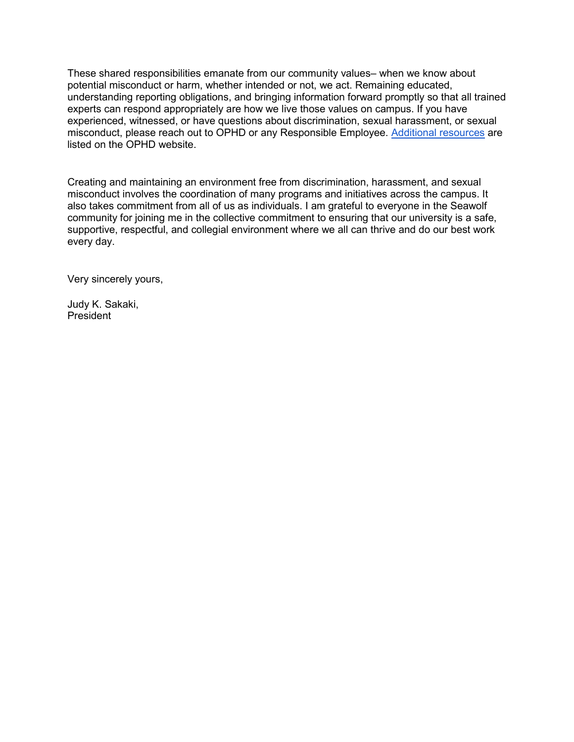These shared responsibilities emanate from our community values– when we know about potential misconduct or harm, whether intended or not, we act. Remaining educated, understanding reporting obligations, and bringing information forward promptly so that all trained experts can respond appropriately are how we live those values on campus. If you have experienced, witnessed, or have questions about discrimination, sexual harassment, or sexual misconduct, please reach out to OPHD or any Responsible Employee. Additional resources are listed on the OPHD website.

Creating and maintaining an environment free from discrimination, harassment, and sexual misconduct involves the coordination of many programs and initiatives across the campus. It also takes commitment from all of us as individuals. I am grateful to everyone in the Seawolf community for joining me in the collective commitment to ensuring that our university is a safe, supportive, respectful, and collegial environment where we all can thrive and do our best work every day.

Very sincerely yours,

Judy K. Sakaki,
President